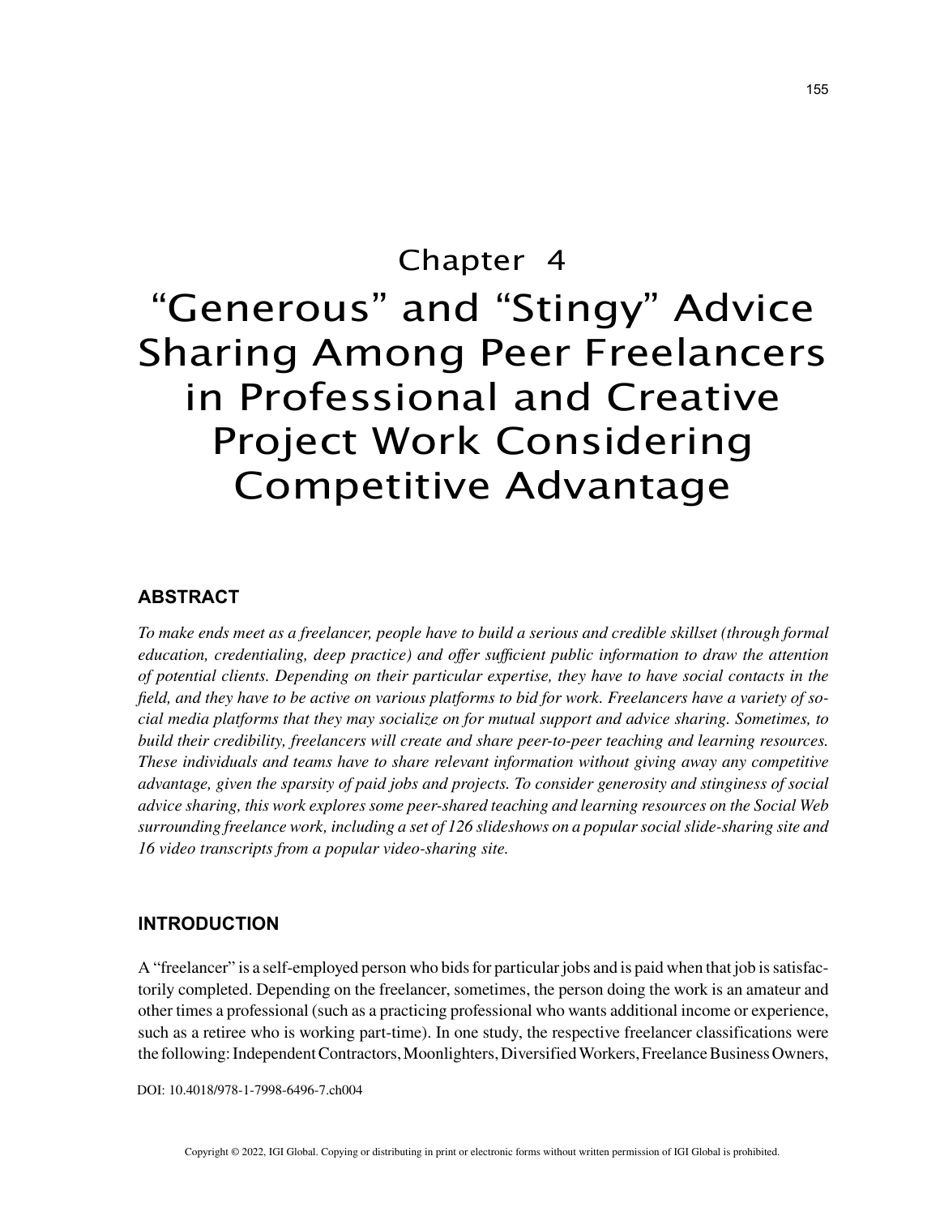# Chapter 4

# "Generous" and "Stingy" Advice Sharing Among Peer Freelancers in Professional and Creative Project Work Considering Competitive Advantage

## ABSTRACT

*To make ends meet as a freelancer, people have to build a serious and credible skillset (through formal education, credentialing, deep practice) and offer sufficient public information to draw the attention of potential clients. Depending on their particular expertise, they have to have social contacts in the field, and they have to be active on various platforms to bid for work. Freelancers have a variety of social media platforms that they may socialize on for mutual support and advice sharing. Sometimes, to build their credibility, freelancers will create and share peer-to-peer teaching and learning resources. These individuals and teams have to share relevant information without giving away any competitive advantage, given the sparsity of paid jobs and projects. To consider generosity and stinginess of social advice sharing, this work explores some peer-shared teaching and learning resources on the Social Web surrounding freelance work, including a set of 126 slideshows on a popular social slide-sharing site and 16 video transcripts from a popular video-sharing site.*

## INTRODUCTION

A "freelancer" is a self-employed person who bids for particular jobs and is paid when that job is satisfactorily completed. Depending on the freelancer, sometimes, the person doing the work is an amateur and other times a professional (such as a practicing professional who wants additional income or experience, such as a retiree who is working part-time). In one study, the respective freelancer classifications were the following: Independent Contractors, Moonlighters, Diversified Workers, Freelance Business Owners,

DOI: 10.4018/978-1-7998-6496-7.ch004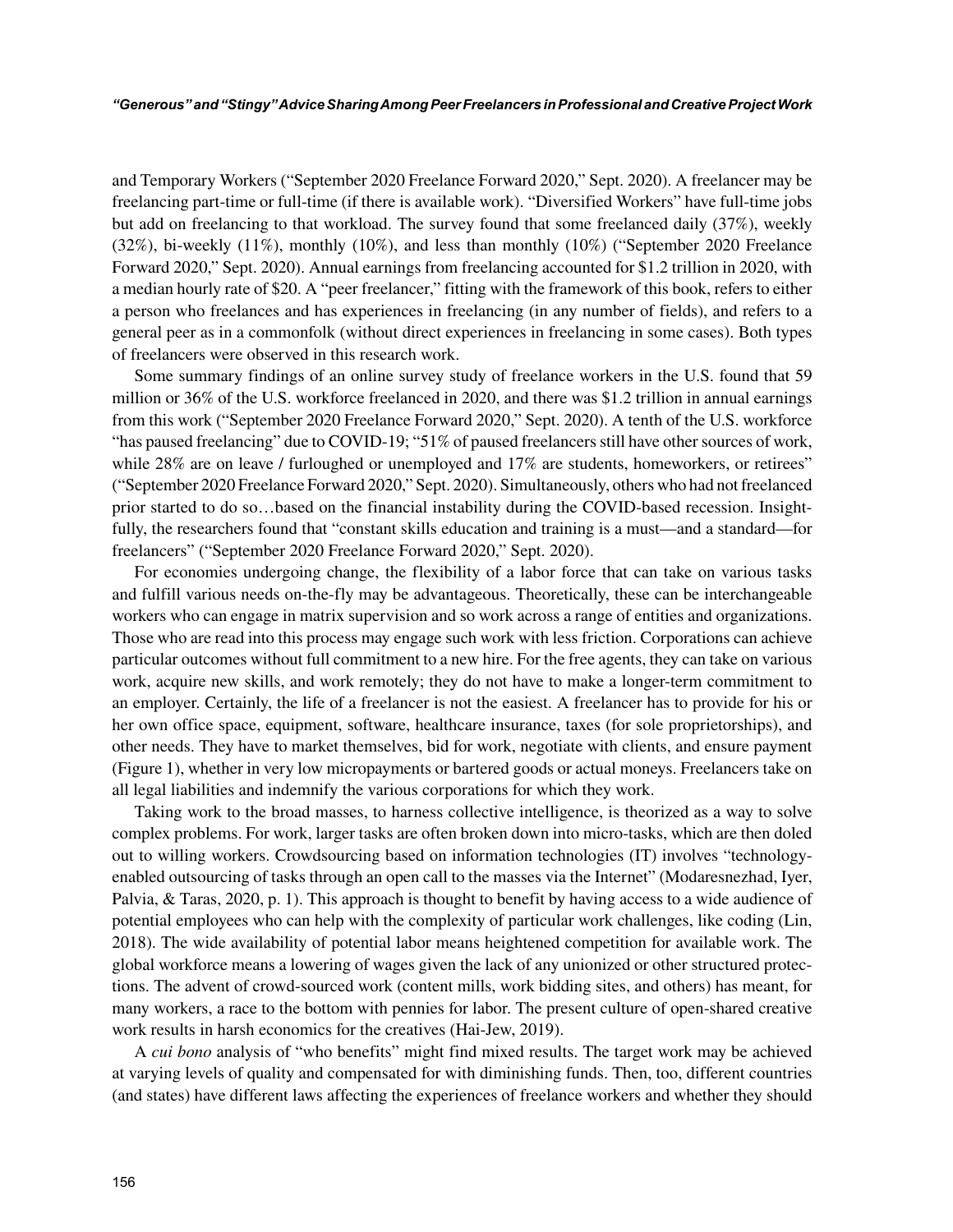and Temporary Workers ("September 2020 Freelance Forward 2020," Sept. 2020). A freelancer may be freelancing part-time or full-time (if there is available work). "Diversified Workers" have full-time jobs but add on freelancing to that workload. The survey found that some freelanced daily (37%), weekly (32%), bi-weekly (11%), monthly (10%), and less than monthly (10%) ("September 2020 Freelance Forward 2020," Sept. 2020). Annual earnings from freelancing accounted for $1.2 trillion in 2020, with a median hourly rate of $20. A "peer freelancer," fitting with the framework of this book, refers to either a person who freelances and has experiences in freelancing (in any number of fields), and refers to a general peer as in a commonfolk (without direct experiences in freelancing in some cases). Both types of freelancers were observed in this research work.

Some summary findings of an online survey study of freelance workers in the U.S. found that 59 million or 36% of the U.S. workforce freelanced in 2020, and there was $1.2 trillion in annual earnings from this work ("September 2020 Freelance Forward 2020," Sept. 2020). A tenth of the U.S. workforce "has paused freelancing" due to COVID-19; "51% of paused freelancers still have other sources of work, while 28% are on leave / furloughed or unemployed and 17% are students, homeworkers, or retirees" ("September 2020 Freelance Forward 2020," Sept. 2020). Simultaneously, others who had not freelanced prior started to do so…based on the financial instability during the COVID-based recession. Insightfully, the researchers found that "constant skills education and training is a must—and a standard—for freelancers" ("September 2020 Freelance Forward 2020," Sept. 2020).

For economies undergoing change, the flexibility of a labor force that can take on various tasks and fulfill various needs on-the-fly may be advantageous. Theoretically, these can be interchangeable workers who can engage in matrix supervision and so work across a range of entities and organizations. Those who are read into this process may engage such work with less friction. Corporations can achieve particular outcomes without full commitment to a new hire. For the free agents, they can take on various work, acquire new skills, and work remotely; they do not have to make a longer-term commitment to an employer. Certainly, the life of a freelancer is not the easiest. A freelancer has to provide for his or her own office space, equipment, software, healthcare insurance, taxes (for sole proprietorships), and other needs. They have to market themselves, bid for work, negotiate with clients, and ensure payment (Figure 1), whether in very low micropayments or bartered goods or actual moneys. Freelancers take on all legal liabilities and indemnify the various corporations for which they work.

Taking work to the broad masses, to harness collective intelligence, is theorized as a way to solve complex problems. For work, larger tasks are often broken down into micro-tasks, which are then doled out to willing workers. Crowdsourcing based on information technologies (IT) involves "technology-enabled outsourcing of tasks through an open call to the masses via the Internet" (Modaresnezhad, Iyer, Palvia, & Taras, 2020, p. 1). This approach is thought to benefit by having access to a wide audience of potential employees who can help with the complexity of particular work challenges, like coding (Lin, 2018). The wide availability of potential labor means heightened competition for available work. The global workforce means a lowering of wages given the lack of any unionized or other structured protections. The advent of crowd-sourced work (content mills, work bidding sites, and others) has meant, for many workers, a race to the bottom with pennies for labor. The present culture of open-shared creative work results in harsh economics for the creatives (Hai-Jew, 2019).

A *cui bono* analysis of "who benefits" might find mixed results. The target work may be achieved at varying levels of quality and compensated for with diminishing funds. Then, too, different countries (and states) have different laws affecting the experiences of freelance workers and whether they should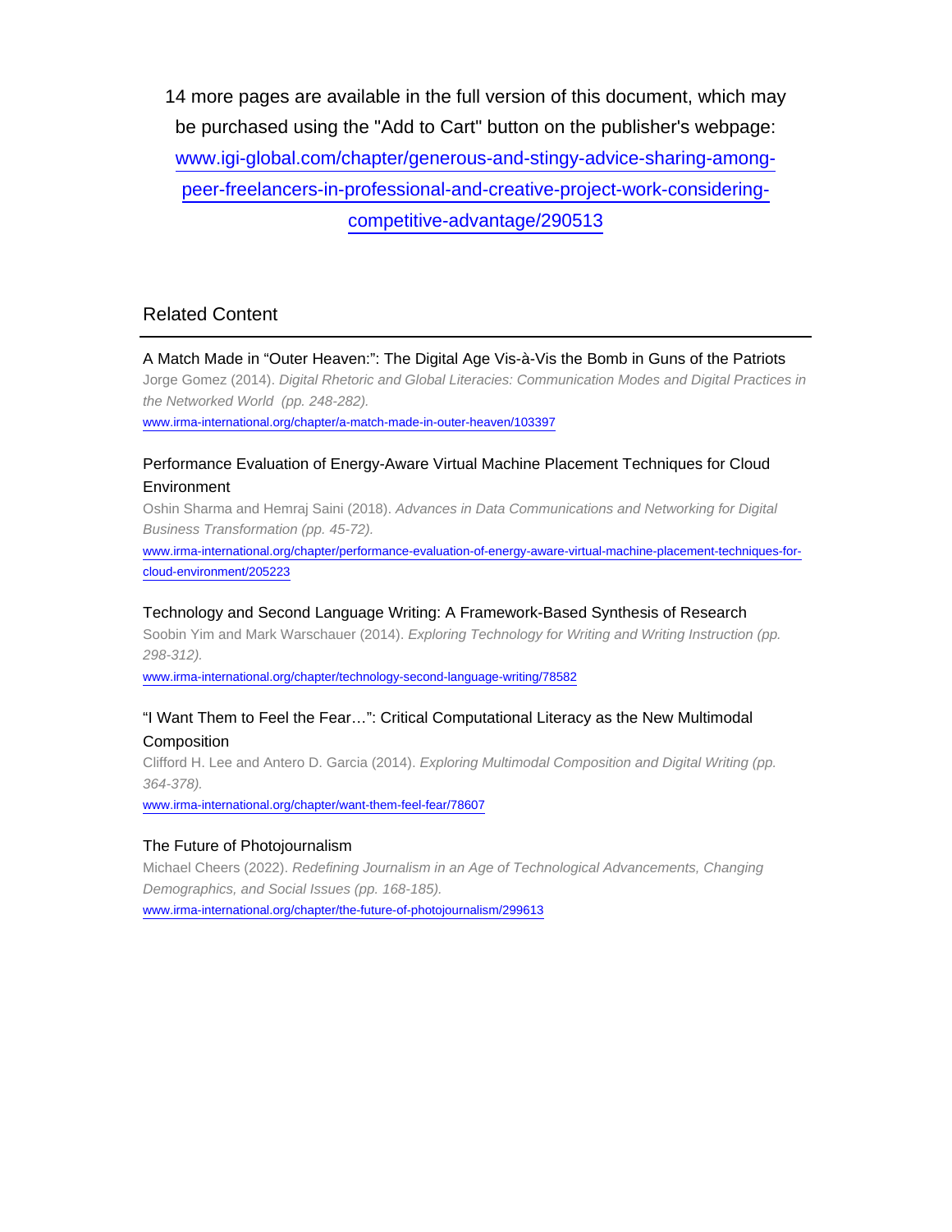14 more pages are available in the full version of this document, which may be purchased using the "Add to Cart" button on the publisher's webpage: [www.igi-global.com/chapter/generous-and-stingy-advice-sharing-among-peer-freelancers-in-professional-and-creative-project-work-considering-competitive-advantage/290513](www.igi-global.com/chapter/generous-and-stingy-advice-sharing-among-peer-freelancers-in-professional-and-creative-project-work-considering-competitive-advantage/290513)

## Related Content

A Match Made in "Outer Heaven:": The Digital Age Vis-à-Vis the Bomb in Guns of the Patriots
Jorge Gomez (2014). *Digital Rhetoric and Global Literacies: Communication Modes and Digital Practices in the Networked World (pp. 248-282).*
[www.irma-international.org/chapter/a-match-made-in-outer-heaven/103397](www.irma-international.org/chapter/a-match-made-in-outer-heaven/103397)

Performance Evaluation of Energy-Aware Virtual Machine Placement Techniques for Cloud Environment
Oshin Sharma and Hemraj Saini (2018). *Advances in Data Communications and Networking for Digital Business Transformation (pp. 45-72).*
[www.irma-international.org/chapter/performance-evaluation-of-energy-aware-virtual-machine-placement-techniques-for-cloud-environment/205223](www.irma-international.org/chapter/performance-evaluation-of-energy-aware-virtual-machine-placement-techniques-for-cloud-environment/205223)

Technology and Second Language Writing: A Framework-Based Synthesis of Research
Soobin Yim and Mark Warschauer (2014). *Exploring Technology for Writing and Writing Instruction (pp. 298-312).*
[www.irma-international.org/chapter/technology-second-language-writing/78582](www.irma-international.org/chapter/technology-second-language-writing/78582)

"I Want Them to Feel the Fear…": Critical Computational Literacy as the New Multimodal Composition
Clifford H. Lee and Antero D. Garcia (2014). *Exploring Multimodal Composition and Digital Writing (pp. 364-378).*
[www.irma-international.org/chapter/want-them-feel-fear/78607](www.irma-international.org/chapter/want-them-feel-fear/78607)

The Future of Photojournalism
Michael Cheers (2022). *Redefining Journalism in an Age of Technological Advancements, Changing Demographics, and Social Issues (pp. 168-185).*
[www.irma-international.org/chapter/the-future-of-photojournalism/299613](www.irma-international.org/chapter/the-future-of-photojournalism/299613)